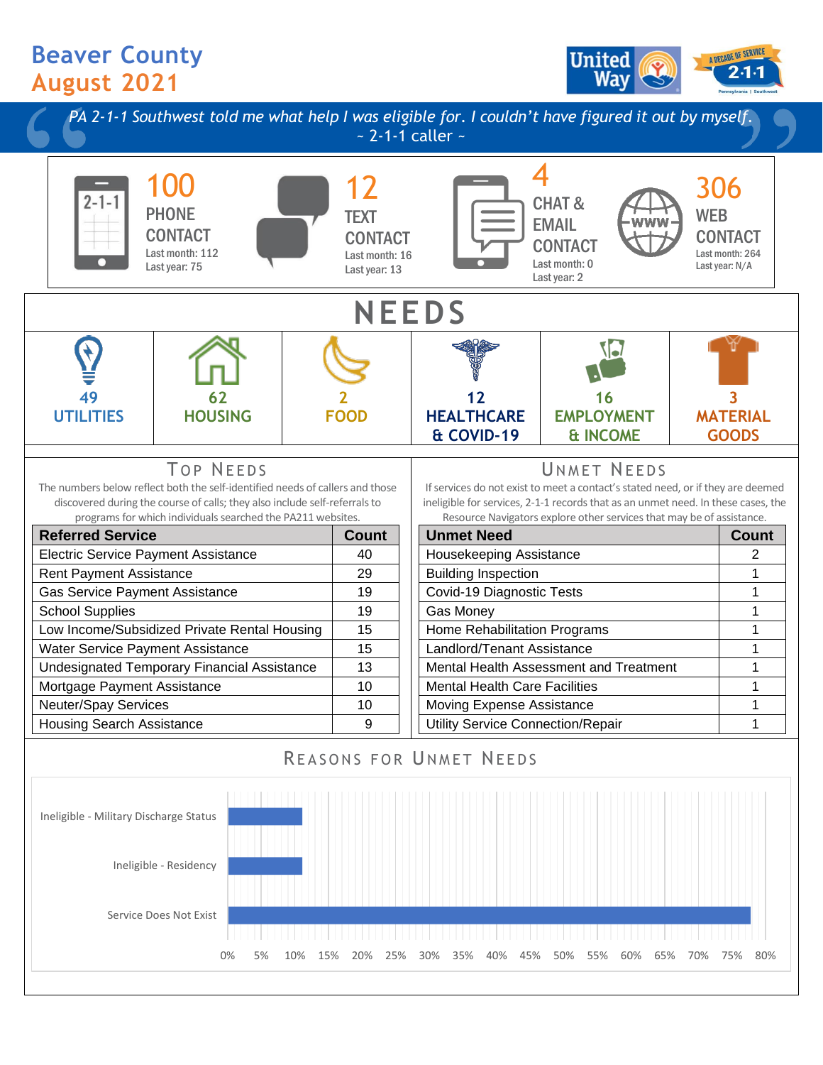# Beaver County
# August 2021

*PA 2-1-1 Southwest told me what help I was eligible for. I couldn't have figured it out by myself.*
~ 2-1-1 caller ~

**100** PHONE CONTACT
Last month: 112
Last year: 75

**12** TEXT CONTACT
Last month: 16
Last year: 13

**4** CHAT & EMAIL CONTACT
Last month: 0
Last year: 2

**306** WEB CONTACT
Last month: 264
Last year: N/A

## NEEDS

| 49 UTILITIES | 62 HOUSING | 2 FOOD | 12 HEALTHCARE & COVID-19 | 16 EMPLOYMENT & INCOME | 3 MATERIAL GOODS |
|---|---|---|---|---|---|

## Top Needs

The numbers below reflect both the self-identified needs of callers and those discovered during the course of calls; they also include self-referrals to programs for which individuals searched the PA211 websites.

| Referred Service | Count |
|---|---|
| Electric Service Payment Assistance | 40 |
| Rent Payment Assistance | 29 |
| Gas Service Payment Assistance | 19 |
| School Supplies | 19 |
| Low Income/Subsidized Private Rental Housing | 15 |
| Water Service Payment Assistance | 15 |
| Undesignated Temporary Financial Assistance | 13 |
| Mortgage Payment Assistance | 10 |
| Neuter/Spay Services | 10 |
| Housing Search Assistance | 9 |

## Unmet Needs

If services do not exist to meet a contact's stated need, or if they are deemed ineligible for services, 2-1-1 records that as an unmet need. In these cases, the Resource Navigators explore other services that may be of assistance.

| Unmet Need | Count |
|---|---|
| Housekeeping Assistance | 2 |
| Building Inspection | 1 |
| Covid-19 Diagnostic Tests | 1 |
| Gas Money | 1 |
| Home Rehabilitation Programs | 1 |
| Landlord/Tenant Assistance | 1 |
| Mental Health Assessment and Treatment | 1 |
| Mental Health Care Facilities | 1 |
| Moving Expense Assistance | 1 |
| Utility Service Connection/Repair | 1 |

## Reasons for Unmet Needs

| Reason | Percent |
|---|---|
| Ineligible - Military Discharge Status | ~11% |
| Ineligible - Residency | ~11% |
| Service Does Not Exist | ~78% |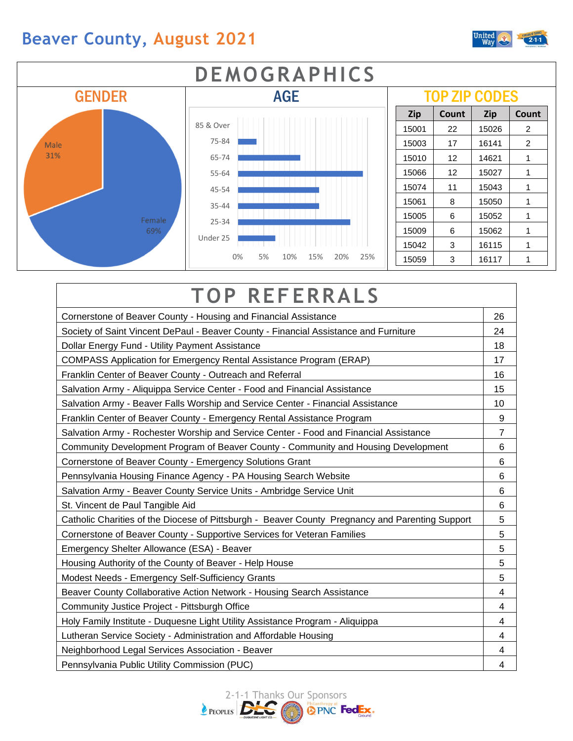# Beaver County, August 2021

## DEMOGRAPHICS

### GENDER

Male
31%

Female
69%

### AGE

85 & Over
75-84
65-74
55-64
45-54
35-44
25-34
Under 25

0% 5% 10% 15% 20% 25%

### TOP ZIP CODES

| Zip | Count | Zip | Count |
|---|---|---|---|
| 15001 | 22 | 15026 | 2 |
| 15003 | 17 | 16141 | 2 |
| 15010 | 12 | 14621 | 1 |
| 15066 | 12 | 15027 | 1 |
| 15074 | 11 | 15043 | 1 |
| 15061 | 8 | 15050 | 1 |
| 15005 | 6 | 15052 | 1 |
| 15009 | 6 | 15062 | 1 |
| 15042 | 3 | 16115 | 1 |
| 15059 | 3 | 16117 | 1 |

## TOP REFERRALS

| | |
|---|---|
| Cornerstone of Beaver County - Housing and Financial Assistance | 26 |
| Society of Saint Vincent DePaul - Beaver County - Financial Assistance and Furniture | 24 |
| Dollar Energy Fund - Utility Payment Assistance | 18 |
| COMPASS Application for Emergency Rental Assistance Program (ERAP) | 17 |
| Franklin Center of Beaver County - Outreach and Referral | 16 |
| Salvation Army - Aliquippa Service Center - Food and Financial Assistance | 15 |
| Salvation Army - Beaver Falls Worship and Service Center - Financial Assistance | 10 |
| Franklin Center of Beaver County - Emergency Rental Assistance Program | 9 |
| Salvation Army - Rochester Worship and Service Center - Food and Financial Assistance | 7 |
| Community Development Program of Beaver County - Community and Housing Development | 6 |
| Cornerstone of Beaver County - Emergency Solutions Grant | 6 |
| Pennsylvania Housing Finance Agency - PA Housing Search Website | 6 |
| Salvation Army - Beaver County Service Units - Ambridge Service Unit | 6 |
| St. Vincent de Paul Tangible Aid | 6 |
| Catholic Charities of the Diocese of Pittsburgh - Beaver County Pregnancy and Parenting Support | 5 |
| Cornerstone of Beaver County - Supportive Services for Veteran Families | 5 |
| Emergency Shelter Allowance (ESA) - Beaver | 5 |
| Housing Authority of the County of Beaver - Help House | 5 |
| Modest Needs - Emergency Self-Sufficiency Grants | 5 |
| Beaver County Collaborative Action Network - Housing Search Assistance | 4 |
| Community Justice Project - Pittsburgh Office | 4 |
| Holy Family Institute - Duquesne Light Utility Assistance Program - Aliquippa | 4 |
| Lutheran Service Society - Administration and Affordable Housing | 4 |
| Neighborhood Legal Services Association - Beaver | 4 |
| Pennsylvania Public Utility Commission (PUC) | 4 |

2-1-1 Thanks Our Sponsors